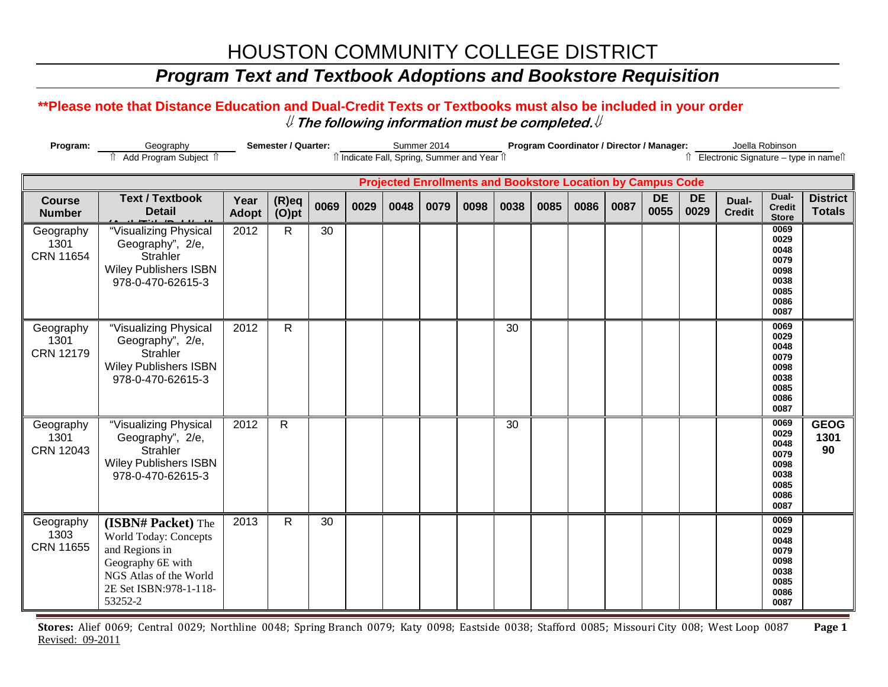# HOUSTON COMMUNITY COLLEGE DISTRICT

## *Program Text and Textbook Adoptions and Bookstore Requisition*

**\*\*Please note that Distance Education and Dual-Credit Texts or Textbooks must also be included in your order**

***⇓ The following information must be completed.⇓***

**Program:** Geography — ⇑ Add Program Subject ⇑
**Semester / Quarter:** Summer 2014 — ⇑ Indicate Fall, Spring, Summer and Year ⇑
**Program Coordinator / Director / Manager:** Joella Robinson — ⇑ Electronic Signature – type in name⇑

| | | | | Projected Enrollments and Bookstore Location by Campus Code | | | | | | | | | | | | | |
|---|---|---|---|---|---|---|---|---|---|---|---|---|---|---|---|---|---|
| **Course Number** | **Text / Textbook Detail (Auth/Title/Publ/Ed)** | **Year Adopt** | **(R)eq (O)pt** | **0069** | **0029** | **0048** | **0079** | **0098** | **0038** | **0085** | **0086** | **0087** | **DE 0055** | **DE 0029** | **Dual-Credit** | **Dual-Credit Store** | **District Totals** |
| Geography 1301 CRN 11654 | "Visualizing Physical Geography", 2/e, Strahler Wiley Publishers ISBN 978-0-470-62615-3 | 2012 | R | 30 | | | | | | | | | | | | 0069 0029 0048 0079 0098 0038 0085 0086 0087 | |
| Geography 1301 CRN 12179 | "Visualizing Physical Geography", 2/e, Strahler Wiley Publishers ISBN 978-0-470-62615-3 | 2012 | R | | | | | | 30 | | | | | | | 0069 0029 0048 0079 0098 0038 0085 0086 0087 | |
| Geography 1301 CRN 12043 | "Visualizing Physical Geography", 2/e, Strahler Wiley Publishers ISBN 978-0-470-62615-3 | 2012 | R | | | | | | 30 | | | | | | | 0069 0029 0048 0079 0098 0038 0085 0086 0087 | **GEOG 1301 90** |
| Geography 1303 CRN 11655 | **(ISBN# Packet)** The World Today: Concepts and Regions in Geography 6E with NGS Atlas of the World 2E Set ISBN:978-1-118-53252-2 | 2013 | R | 30 | | | | | | | | | | | | 0069 0029 0048 0079 0098 0038 0085 0086 0087 | |

**Stores:** Alief 0069; Central 0029; Northline 0048; Spring Branch 0079; Katy 0098; Eastside 0038; Stafford 0085; Missouri City 008; West Loop 0087

Revised: 09-2011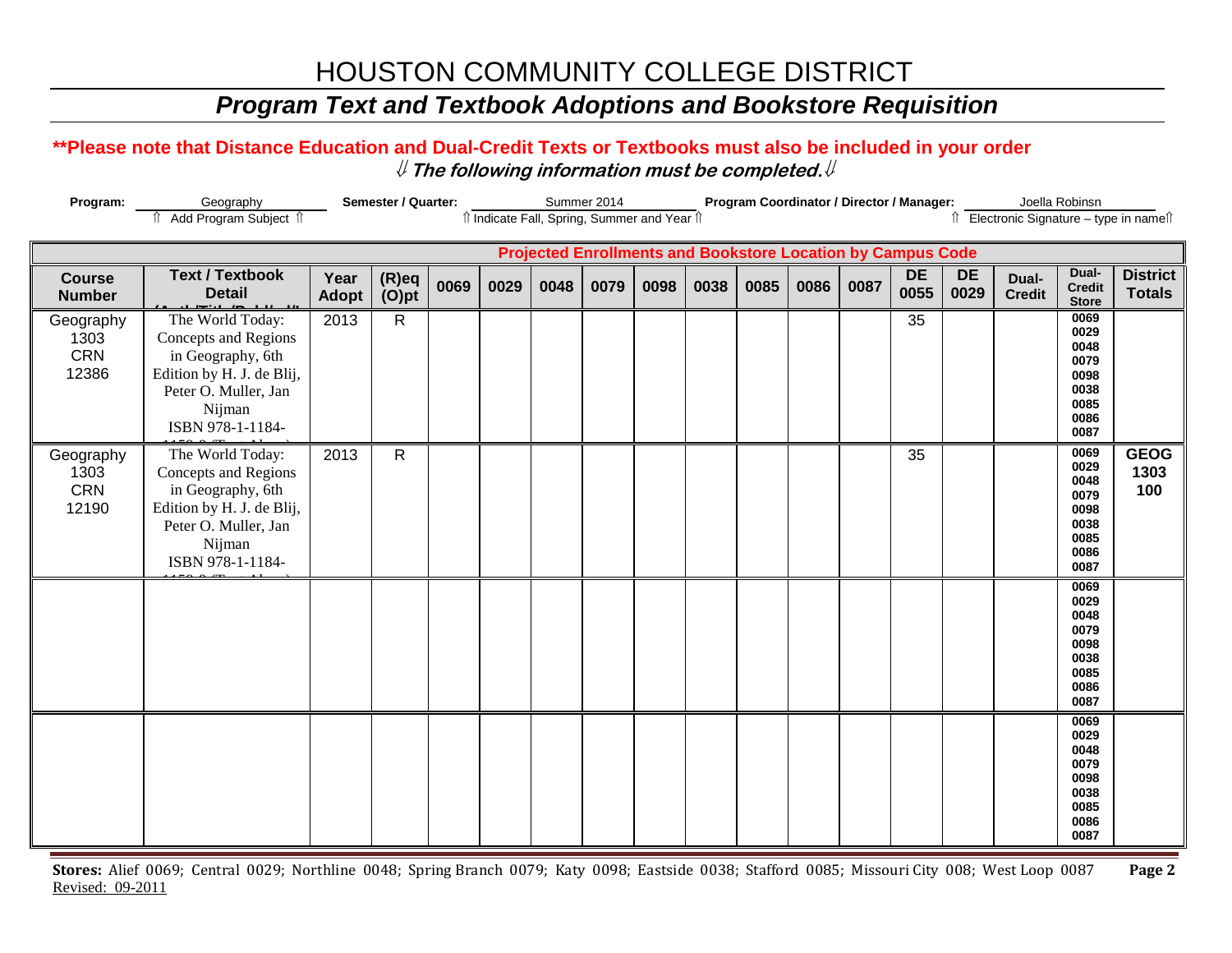# HOUSTON COMMUNITY COLLEGE DISTRICT

## *Program Text and Textbook Adoptions and Bookstore Requisition*

**\*\*Please note that Distance Education and Dual-Credit Texts or Textbooks must also be included in your order**

⇓ ***The following information must be completed.*** ⇓

**Program:** Geography
⇑ Add Program Subject ⇑

**Semester / Quarter:** Summer 2014
⇑ Indicate Fall, Spring, Summer and Year ⇑

**Program Coordinator / Director / Manager:** Joella Robinsn
⇑ Electronic Signature – type in name⇑

| Course Number | Text / Textbook Detail (Auth/Title/Pub/Ed/I | Year Adopt | (R)eq (O)pt | Projected Enrollments and Bookstore Location by Campus Code | | | | | | | | | | | | | |
|---|---|---|---|---|---|---|---|---|---|---|---|---|---|---|---|---|---|
| | | | | 0069 | 0029 | 0048 | 0079 | 0098 | 0038 | 0085 | 0086 | 0087 | DE 0055 | DE 0029 | Dual-Credit | Dual-Credit Store | District Totals |
| Geography 1303 CRN 12386 | The World Today: Concepts and Regions in Geography, 6th Edition by H. J. de Blij, Peter O. Muller, Jan Nijman ISBN 978-1-1184- | 2013 | R | | | | | | | | | | 35 | | | 0069 0029 0048 0079 0098 0038 0085 0086 0087 | |
| Geography 1303 CRN 12190 | The World Today: Concepts and Regions in Geography, 6th Edition by H. J. de Blij, Peter O. Muller, Jan Nijman ISBN 978-1-1184- | 2013 | R | | | | | | | | | | 35 | | | 0069 0029 0048 0079 0098 0038 0085 0086 0087 | **GEOG 1303 100** |
| | | | | | | | | | | | | | | | | 0069 0029 0048 0079 0098 0038 0085 0086 0087 | |
| | | | | | | | | | | | | | | | | 0069 0029 0048 0079 0098 0038 0085 0086 0087 | |

**Stores:** Alief 0069; Central 0029; Northline 0048; Spring Branch 0079; Katy 0098; Eastside 0038; Stafford 0085; Missouri City 008; West Loop 0087

Revised: 09-2011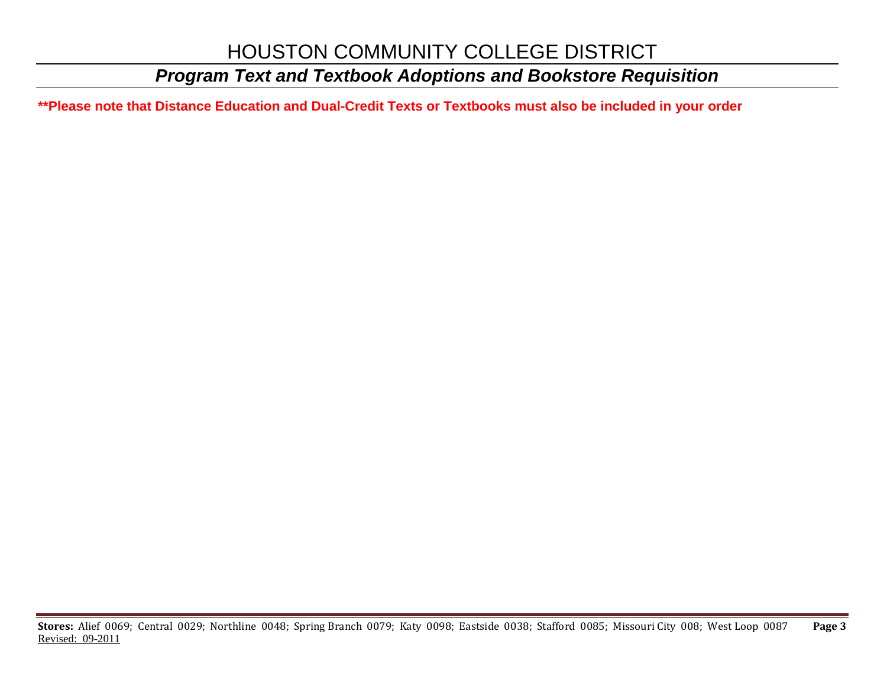# HOUSTON COMMUNITY COLLEGE DISTRICT

## *Program Text and Textbook Adoptions and Bookstore Requisition*

**\*\*Please note that Distance Education and Dual-Credit Texts or Textbooks must also be included in your order**